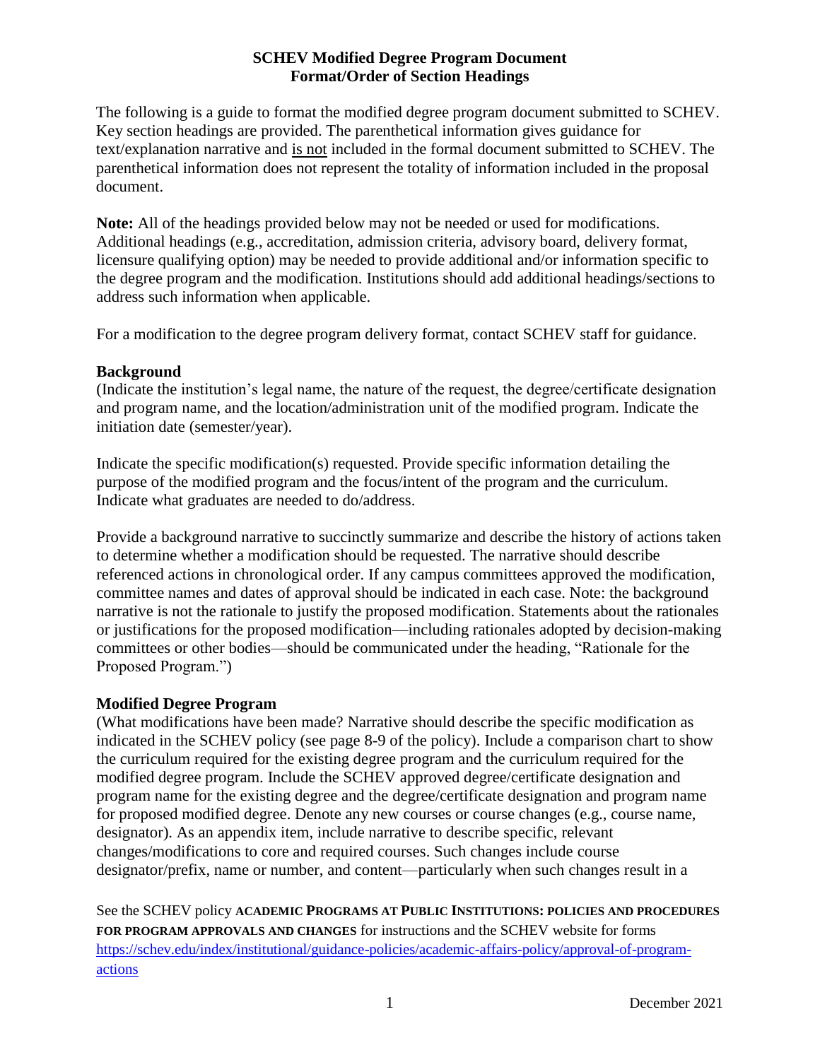# SCHEV Modified Degree Program Document
## Format/Order of Section Headings

The following is a guide to format the modified degree program document submitted to SCHEV. Key section headings are provided. The parenthetical information gives guidance for text/explanation narrative and <u>is not</u> included in the formal document submitted to SCHEV. The parenthetical information does not represent the totality of information included in the proposal document.

**Note:** All of the headings provided below may not be needed or used for modifications. Additional headings (e.g., accreditation, admission criteria, advisory board, delivery format, licensure qualifying option) may be needed to provide additional and/or information specific to the degree program and the modification. Institutions should add additional headings/sections to address such information when applicable.

For a modification to the degree program delivery format, contact SCHEV staff for guidance.

### Background

(Indicate the institution's legal name, the nature of the request, the degree/certificate designation and program name, and the location/administration unit of the modified program. Indicate the initiation date (semester/year).

Indicate the specific modification(s) requested. Provide specific information detailing the purpose of the modified program and the focus/intent of the program and the curriculum. Indicate what graduates are needed to do/address.

Provide a background narrative to succinctly summarize and describe the history of actions taken to determine whether a modification should be requested. The narrative should describe referenced actions in chronological order. If any campus committees approved the modification, committee names and dates of approval should be indicated in each case. Note: the background narrative is not the rationale to justify the proposed modification. Statements about the rationales or justifications for the proposed modification—including rationales adopted by decision-making committees or other bodies—should be communicated under the heading, "Rationale for the Proposed Program.")

### Modified Degree Program

(What modifications have been made? Narrative should describe the specific modification as indicated in the SCHEV policy (see page 8-9 of the policy). Include a comparison chart to show the curriculum required for the existing degree program and the curriculum required for the modified degree program. Include the SCHEV approved degree/certificate designation and program name for the existing degree and the degree/certificate designation and program name for proposed modified degree. Denote any new courses or course changes (e.g., course name, designator). As an appendix item, include narrative to describe specific, relevant changes/modifications to core and required courses. Such changes include course designator/prefix, name or number, and content—particularly when such changes result in a

See the SCHEV policy **ACADEMIC PROGRAMS AT PUBLIC INSTITUTIONS: POLICIES AND PROCEDURES FOR PROGRAM APPROVALS AND CHANGES** for instructions and the SCHEV website for forms [https://schev.edu/index/institutional/guidance-policies/academic-affairs-policy/approval-of-program-actions](https://schev.edu/index/institutional/guidance-policies/academic-affairs-policy/approval-of-program-actions)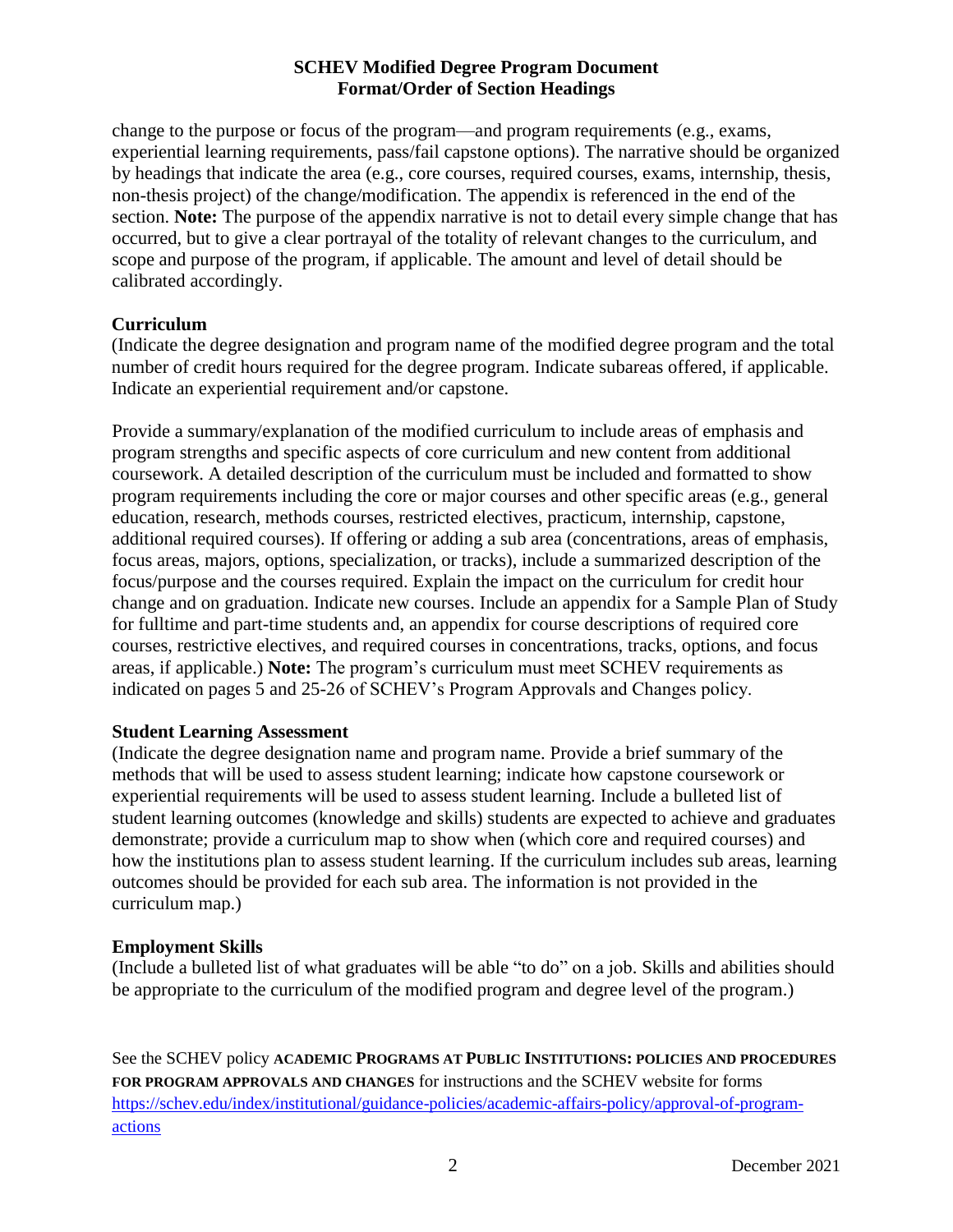change to the purpose or focus of the program—and program requirements (e.g., exams, experiential learning requirements, pass/fail capstone options). The narrative should be organized by headings that indicate the area (e.g., core courses, required courses, exams, internship, thesis, non-thesis project) of the change/modification. The appendix is referenced in the end of the section. **Note:** The purpose of the appendix narrative is not to detail every simple change that has occurred, but to give a clear portrayal of the totality of relevant changes to the curriculum, and scope and purpose of the program, if applicable. The amount and level of detail should be calibrated accordingly.

**Curriculum**

(Indicate the degree designation and program name of the modified degree program and the total number of credit hours required for the degree program. Indicate subareas offered, if applicable. Indicate an experiential requirement and/or capstone.

Provide a summary/explanation of the modified curriculum to include areas of emphasis and program strengths and specific aspects of core curriculum and new content from additional coursework. A detailed description of the curriculum must be included and formatted to show program requirements including the core or major courses and other specific areas (e.g., general education, research, methods courses, restricted electives, practicum, internship, capstone, additional required courses). If offering or adding a sub area (concentrations, areas of emphasis, focus areas, majors, options, specialization, or tracks), include a summarized description of the focus/purpose and the courses required. Explain the impact on the curriculum for credit hour change and on graduation. Indicate new courses. Include an appendix for a Sample Plan of Study for fulltime and part-time students and, an appendix for course descriptions of required core courses, restrictive electives, and required courses in concentrations, tracks, options, and focus areas, if applicable.) **Note:** The program's curriculum must meet SCHEV requirements as indicated on pages 5 and 25-26 of SCHEV's Program Approvals and Changes policy.

**Student Learning Assessment**

(Indicate the degree designation name and program name. Provide a brief summary of the methods that will be used to assess student learning; indicate how capstone coursework or experiential requirements will be used to assess student learning. Include a bulleted list of student learning outcomes (knowledge and skills) students are expected to achieve and graduates demonstrate; provide a curriculum map to show when (which core and required courses) and how the institutions plan to assess student learning. If the curriculum includes sub areas, learning outcomes should be provided for each sub area. The information is not provided in the curriculum map.)

**Employment Skills**

(Include a bulleted list of what graduates will be able "to do" on a job. Skills and abilities should be appropriate to the curriculum of the modified program and degree level of the program.)

See the SCHEV policy **ACADEMIC PROGRAMS AT PUBLIC INSTITUTIONS: POLICIES AND PROCEDURES FOR PROGRAM APPROVALS AND CHANGES** for instructions and the SCHEV website for forms [https://schev.edu/index/institutional/guidance-policies/academic-affairs-policy/approval-of-program-actions](https://schev.edu/index/institutional/guidance-policies/academic-affairs-policy/approval-of-program-actions)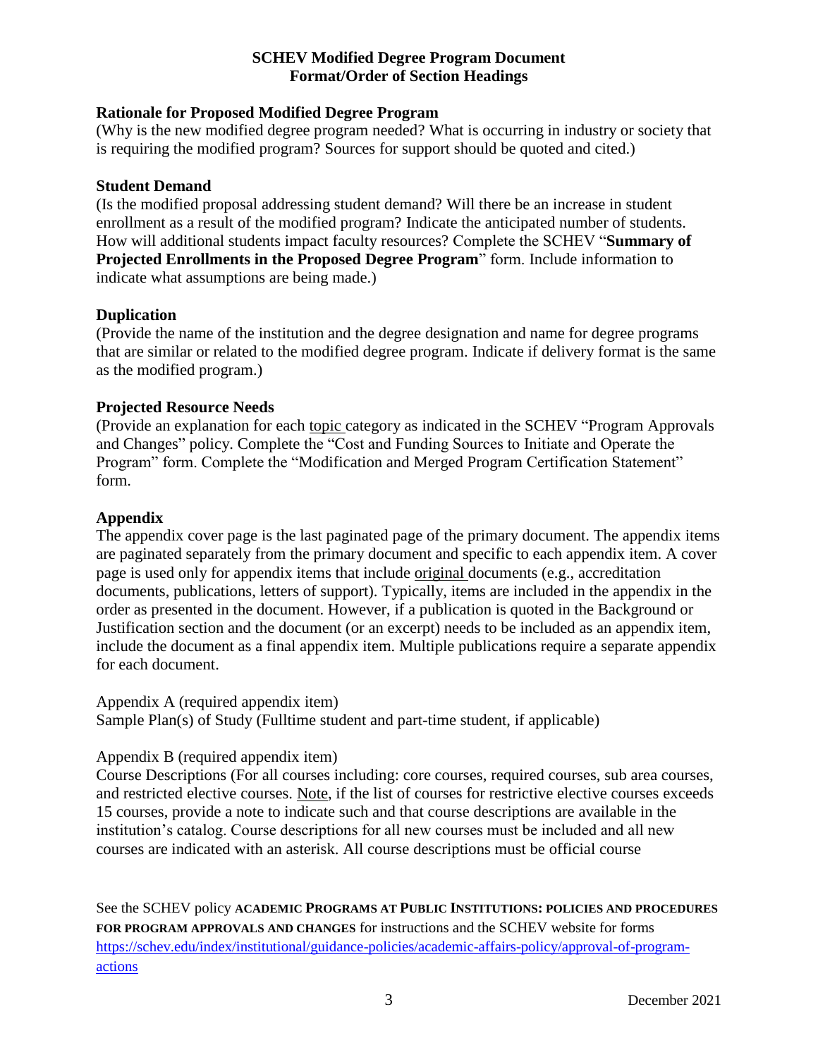**SCHEV Modified Degree Program Document**
**Format/Order of Section Headings**

**Rationale for Proposed Modified Degree Program**

(Why is the new modified degree program needed? What is occurring in industry or society that is requiring the modified program? Sources for support should be quoted and cited.)

**Student Demand**

(Is the modified proposal addressing student demand? Will there be an increase in student enrollment as a result of the modified program? Indicate the anticipated number of students. How will additional students impact faculty resources? Complete the SCHEV "**Summary of Projected Enrollments in the Proposed Degree Program**" form. Include information to indicate what assumptions are being made.)

**Duplication**

(Provide the name of the institution and the degree designation and name for degree programs that are similar or related to the modified degree program. Indicate if delivery format is the same as the modified program.)

**Projected Resource Needs**

(Provide an explanation for each topic category as indicated in the SCHEV "Program Approvals and Changes" policy. Complete the "Cost and Funding Sources to Initiate and Operate the Program" form. Complete the "Modification and Merged Program Certification Statement" form.

**Appendix**

The appendix cover page is the last paginated page of the primary document. The appendix items are paginated separately from the primary document and specific to each appendix item. A cover page is used only for appendix items that include original documents (e.g., accreditation documents, publications, letters of support). Typically, items are included in the appendix in the order as presented in the document. However, if a publication is quoted in the Background or Justification section and the document (or an excerpt) needs to be included as an appendix item, include the document as a final appendix item. Multiple publications require a separate appendix for each document.

Appendix A (required appendix item)
Sample Plan(s) of Study (Fulltime student and part-time student, if applicable)

Appendix B (required appendix item)
Course Descriptions (For all courses including: core courses, required courses, sub area courses, and restricted elective courses. Note, if the list of courses for restrictive elective courses exceeds 15 courses, provide a note to indicate such and that course descriptions are available in the institution's catalog. Course descriptions for all new courses must be included and all new courses are indicated with an asterisk. All course descriptions must be official course

See the SCHEV policy **ACADEMIC PROGRAMS AT PUBLIC INSTITUTIONS: POLICIES AND PROCEDURES FOR PROGRAM APPROVALS AND CHANGES** for instructions and the SCHEV website for forms https://schev.edu/index/institutional/guidance-policies/academic-affairs-policy/approval-of-program-actions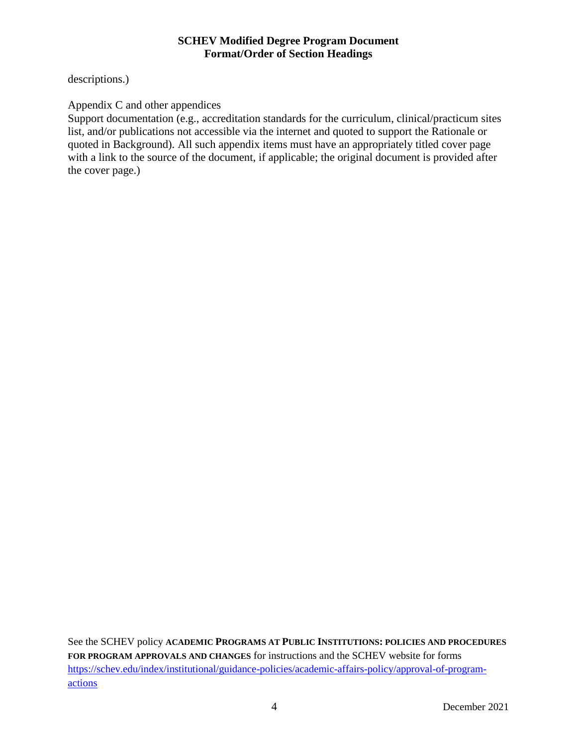descriptions.)

Appendix C and other appendices
Support documentation (e.g., accreditation standards for the curriculum, clinical/practicum sites list, and/or publications not accessible via the internet and quoted to support the Rationale or quoted in Background). All such appendix items must have an appropriately titled cover page with a link to the source of the document, if applicable; the original document is provided after the cover page.)

See the SCHEV policy **ACADEMIC PROGRAMS AT PUBLIC INSTITUTIONS: POLICIES AND PROCEDURES FOR PROGRAM APPROVALS AND CHANGES** for instructions and the SCHEV website for forms [https://schev.edu/index/institutional/guidance-policies/academic-affairs-policy/approval-of-program-actions](https://schev.edu/index/institutional/guidance-policies/academic-affairs-policy/approval-of-program-actions)